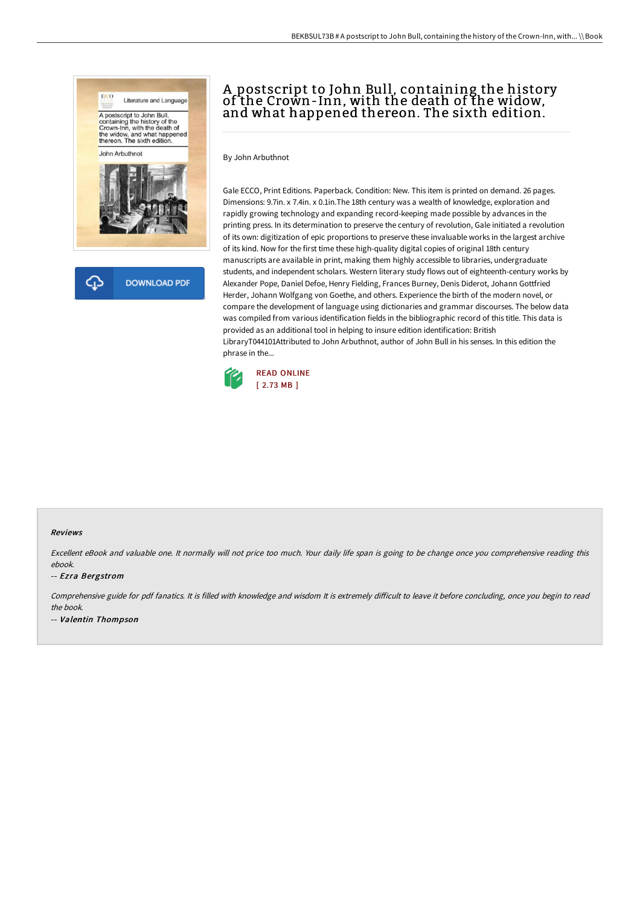# A postscript to John Bull, containing the history of the Crown-Inn, with the death of the widow, and what happened thereon. The sixth edition.

By John Arbuthnot

Gale ECCO, Print Editions. Paperback. Condition: New. This item is printed on demand. 26 pages. Dimensions: 9.7in. x 7.4in. x 0.1in.The 18th century was a wealth of knowledge, exploration and rapidly growing technology and expanding record-keeping made possible by advances in the printing press. In its determination to preserve the century of revolution, Gale initiated a revolution of its own: digitization of epic proportions to preserve these invaluable works in the largest archive of its kind. Now for the first time these high-quality digital copies of original 18th century manuscripts are available in print, making them highly accessible to libraries, undergraduate students, and independent scholars. Western literary study flows out of eighteenth-century works by Alexander Pope, Daniel Defoe, Henry Fielding, Frances Burney, Denis Diderot, Johann Gottfried Herder, Johann Wolfgang von Goethe, and others. Experience the birth of the modern novel, or compare the development of language using dictionaries and grammar discourses. The below data was compiled from various identification fields in the bibliographic record of this title. This data is provided as an additional tool in helping to insure edition identification: British LibraryT044101Attributed to John Arbuthnot, author of John Bull in his senses. In this edition the phrase in the...

READ ONLINE
[ 2.73 MB ]

DOWNLOAD PDF

#### Reviews

*Excellent eBook and valuable one. It normally will not price too much. Your daily life span is going to be change once you comprehensive reading this ebook.*

-- *Ezra Bergstrom*

*Comprehensive guide for pdf fanatics. It is filled with knowledge and wisdom It is extremely difficult to leave it before concluding, once you begin to read the book.*

-- *Valentin Thompson*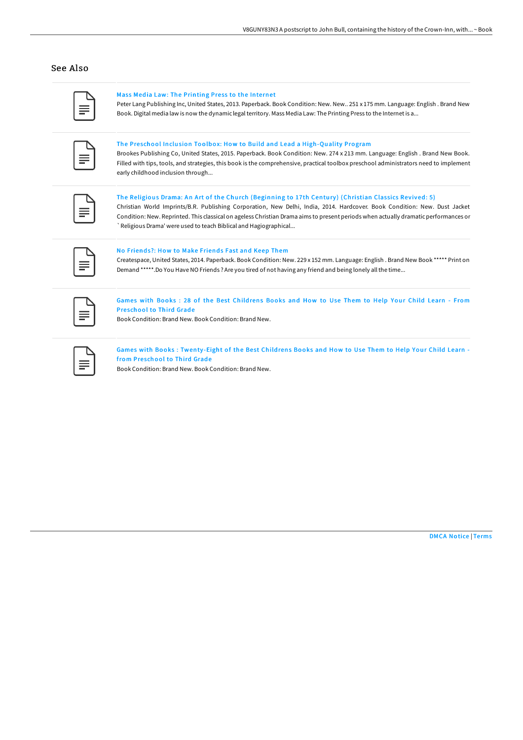## See Also

**Mass Media Law: The Printing Press to the Internet**

Peter Lang Publishing Inc, United States, 2013. Paperback. Book Condition: New. New.. 251 x 175 mm. Language: English . Brand New Book. Digital media law is now the dynamic legal territory. Mass Media Law: The Printing Press to the Internet is a...

**The Preschool Inclusion Toolbox: How to Build and Lead a High-Quality Program**

Brookes Publishing Co, United States, 2015. Paperback. Book Condition: New. 274 x 213 mm. Language: English . Brand New Book. Filled with tips, tools, and strategies, this book is the comprehensive, practical toolbox preschool administrators need to implement early childhood inclusion through...

**The Religious Drama: An Art of the Church (Beginning to 17th Century) (Christian Classics Revived: 5)**

Christian World Imprints/B.R. Publishing Corporation, New Delhi, India, 2014. Hardcover. Book Condition: New. Dust Jacket Condition: New. Reprinted. This classical on ageless Christian Drama aims to present periods when actually dramatic performances or `Religious Drama' were used to teach Biblical and Hagiographical...

**No Friends?: How to Make Friends Fast and Keep Them**

Createspace, United States, 2014. Paperback. Book Condition: New. 229 x 152 mm. Language: English . Brand New Book ***** Print on Demand *****.Do You Have NO Friends ? Are you tired of not having any friend and being lonely all the time...

**Games with Books : 28 of the Best Childrens Books and How to Use Them to Help Your Child Learn - From Preschool to Third Grade**

Book Condition: Brand New. Book Condition: Brand New.

**Games with Books : Twenty-Eight of the Best Childrens Books and How to Use Them to Help Your Child Learn - from Preschool to Third Grade**

Book Condition: Brand New. Book Condition: Brand New.

DMCA Notice | Terms